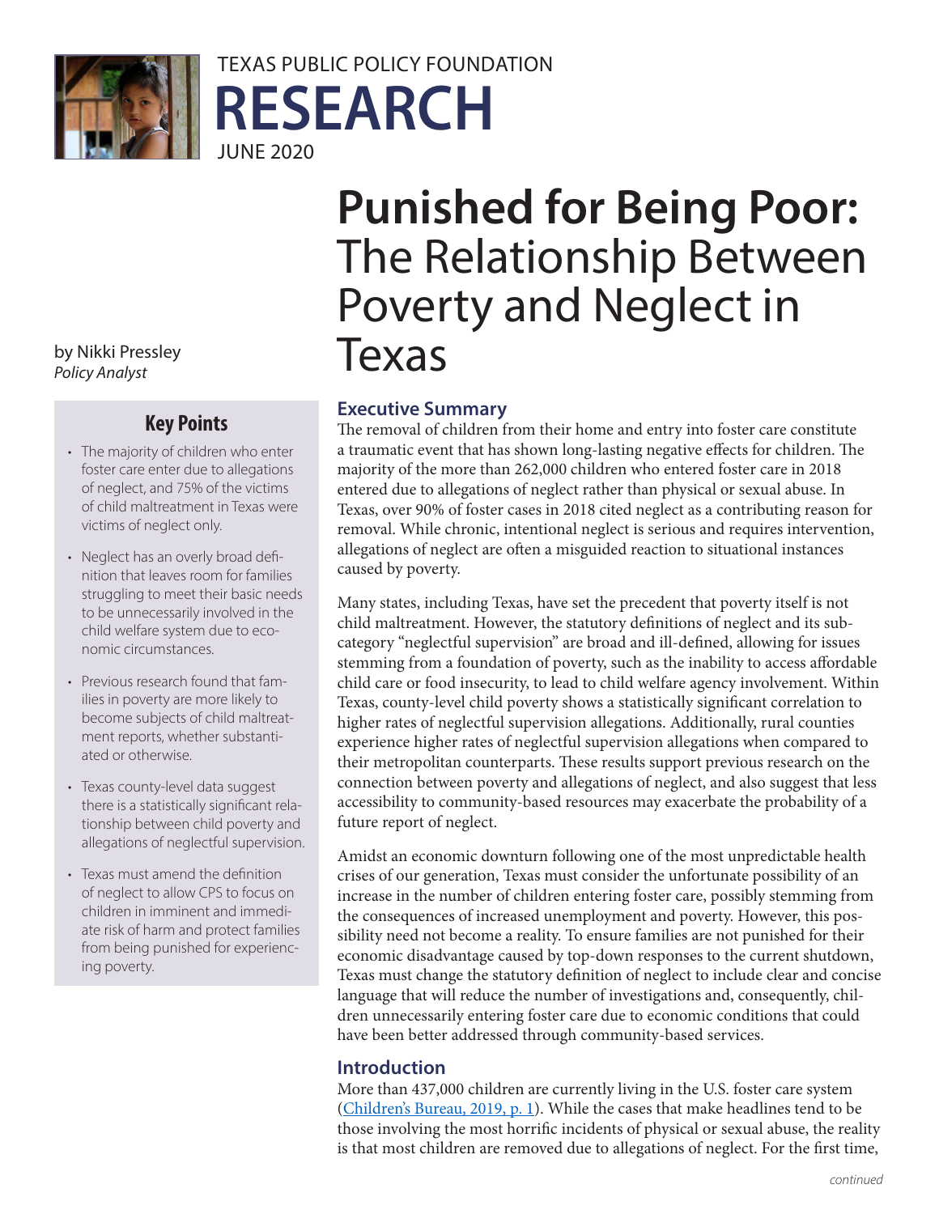TEXAS PUBLIC POLICY FOUNDATION

# RESEARCH

JUNE 2020

# Punished for Being Poor: The Relationship Between Poverty and Neglect in Texas

by Nikki Pressley
*Policy Analyst*

## Key Points

- The majority of children who enter foster care enter due to allegations of neglect, and 75% of the victims of child maltreatment in Texas were victims of neglect only.
- Neglect has an overly broad definition that leaves room for families struggling to meet their basic needs to be unnecessarily involved in the child welfare system due to economic circumstances.
- Previous research found that families in poverty are more likely to become subjects of child maltreatment reports, whether substantiated or otherwise.
- Texas county-level data suggest there is a statistically significant relationship between child poverty and allegations of neglectful supervision.
- Texas must amend the definition of neglect to allow CPS to focus on children in imminent and immediate risk of harm and protect families from being punished for experiencing poverty.

## Executive Summary

The removal of children from their home and entry into foster care constitute a traumatic event that has shown long-lasting negative effects for children. The majority of the more than 262,000 children who entered foster care in 2018 entered due to allegations of neglect rather than physical or sexual abuse. In Texas, over 90% of foster cases in 2018 cited neglect as a contributing reason for removal. While chronic, intentional neglect is serious and requires intervention, allegations of neglect are often a misguided reaction to situational instances caused by poverty.

Many states, including Texas, have set the precedent that poverty itself is not child maltreatment. However, the statutory definitions of neglect and its subcategory "neglectful supervision" are broad and ill-defined, allowing for issues stemming from a foundation of poverty, such as the inability to access affordable child care or food insecurity, to lead to child welfare agency involvement. Within Texas, county-level child poverty shows a statistically significant correlation to higher rates of neglectful supervision allegations. Additionally, rural counties experience higher rates of neglectful supervision allegations when compared to their metropolitan counterparts. These results support previous research on the connection between poverty and allegations of neglect, and also suggest that less accessibility to community-based resources may exacerbate the probability of a future report of neglect.

Amidst an economic downturn following one of the most unpredictable health crises of our generation, Texas must consider the unfortunate possibility of an increase in the number of children entering foster care, possibly stemming from the consequences of increased unemployment and poverty. However, this possibility need not become a reality. To ensure families are not punished for their economic disadvantage caused by top-down responses to the current shutdown, Texas must change the statutory definition of neglect to include clear and concise language that will reduce the number of investigations and, consequently, children unnecessarily entering foster care due to economic conditions that could have been better addressed through community-based services.

## Introduction

More than 437,000 children are currently living in the U.S. foster care system (Children's Bureau, 2019, p. 1). While the cases that make headlines tend to be those involving the most horrific incidents of physical or sexual abuse, the reality is that most children are removed due to allegations of neglect. For the first time,

*continued*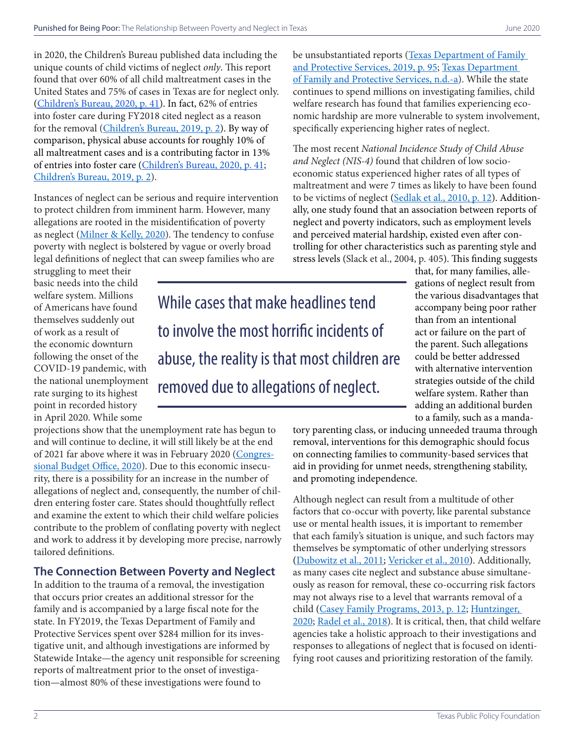in 2020, the Children's Bureau published data including the unique counts of child victims of neglect *only*. This report found that over 60% of all child maltreatment cases in the United States and 75% of cases in Texas are for neglect only. (Children's Bureau, 2020, p. 41). In fact, 62% of entries into foster care during FY2018 cited neglect as a reason for the removal (Children's Bureau, 2019, p. 2). By way of comparison, physical abuse accounts for roughly 10% of all maltreatment cases and is a contributing factor in 13% of entries into foster care (Children's Bureau, 2020, p. 41; Children's Bureau, 2019, p. 2).

Instances of neglect can be serious and require intervention to protect children from imminent harm. However, many allegations are rooted in the misidentification of poverty as neglect (Milner & Kelly, 2020). The tendency to confuse poverty with neglect is bolstered by vague or overly broad legal definitions of neglect that can sweep families who are struggling to meet their basic needs into the child welfare system. Millions of Americans have found themselves suddenly out of work as a result of the economic downturn following the onset of the COVID-19 pandemic, with the national unemployment rate surging to its highest point in recorded history in April 2020. While some projections show that the unemployment rate has begun to and will continue to decline, it will still likely be at the end of 2021 far above where it was in February 2020 (Congressional Budget Office, 2020). Due to this economic insecurity, there is a possibility for an increase in the number of allegations of neglect and, consequently, the number of children entering foster care. States should thoughtfully reflect and examine the extent to which their child welfare policies contribute to the problem of conflating poverty with neglect and work to address it by developing more precise, narrowly tailored definitions.

> While cases that make headlines tend to involve the most horrific incidents of abuse, the reality is that most children are removed due to allegations of neglect.

## The Connection Between Poverty and Neglect

In addition to the trauma of a removal, the investigation that occurs prior creates an additional stressor for the family and is accompanied by a large fiscal note for the state. In FY2019, the Texas Department of Family and Protective Services spent over $284 million for its investigative unit, and although investigations are informed by Statewide Intake—the agency unit responsible for screening reports of maltreatment prior to the onset of investigation—almost 80% of these investigations were found to be unsubstantiated reports (Texas Department of Family and Protective Services, 2019, p. 95; Texas Department of Family and Protective Services, n.d.-a). While the state continues to spend millions on investigating families, child welfare research has found that families experiencing economic hardship are more vulnerable to system involvement, specifically experiencing higher rates of neglect.

The most recent *National Incidence Study of Child Abuse and Neglect (NIS-4)* found that children of low socioeconomic status experienced higher rates of all types of maltreatment and were 7 times as likely to have been found to be victims of neglect (Sedlak et al., 2010, p. 12). Additionally, one study found that an association between reports of neglect and poverty indicators, such as employment levels and perceived material hardship, existed even after controlling for other characteristics such as parenting style and stress levels (Slack et al., 2004, p. 405). This finding suggests that, for many families, allegations of neglect result from the various disadvantages that accompany being poor rather than from an intentional act or failure on the part of the parent. Such allegations could be better addressed with alternative intervention strategies outside of the child welfare system. Rather than adding an additional burden to a family, such as a mandatory parenting class, or inducing unneeded trauma through removal, interventions for this demographic should focus on connecting families to community-based services that aid in providing for unmet needs, strengthening stability, and promoting independence.

Although neglect can result from a multitude of other factors that co-occur with poverty, like parental substance use or mental health issues, it is important to remember that each family's situation is unique, and such factors may themselves be symptomatic of other underlying stressors (Dubowitz et al., 2011; Vericker et al., 2010). Additionally, as many cases cite neglect and substance abuse simultaneously as reason for removal, these co-occurring risk factors may not always rise to a level that warrants removal of a child (Casey Family Programs, 2013, p. 12; Huntzinger, 2020; Radel et al., 2018). It is critical, then, that child welfare agencies take a holistic approach to their investigations and responses to allegations of neglect that is focused on identifying root causes and prioritizing restoration of the family.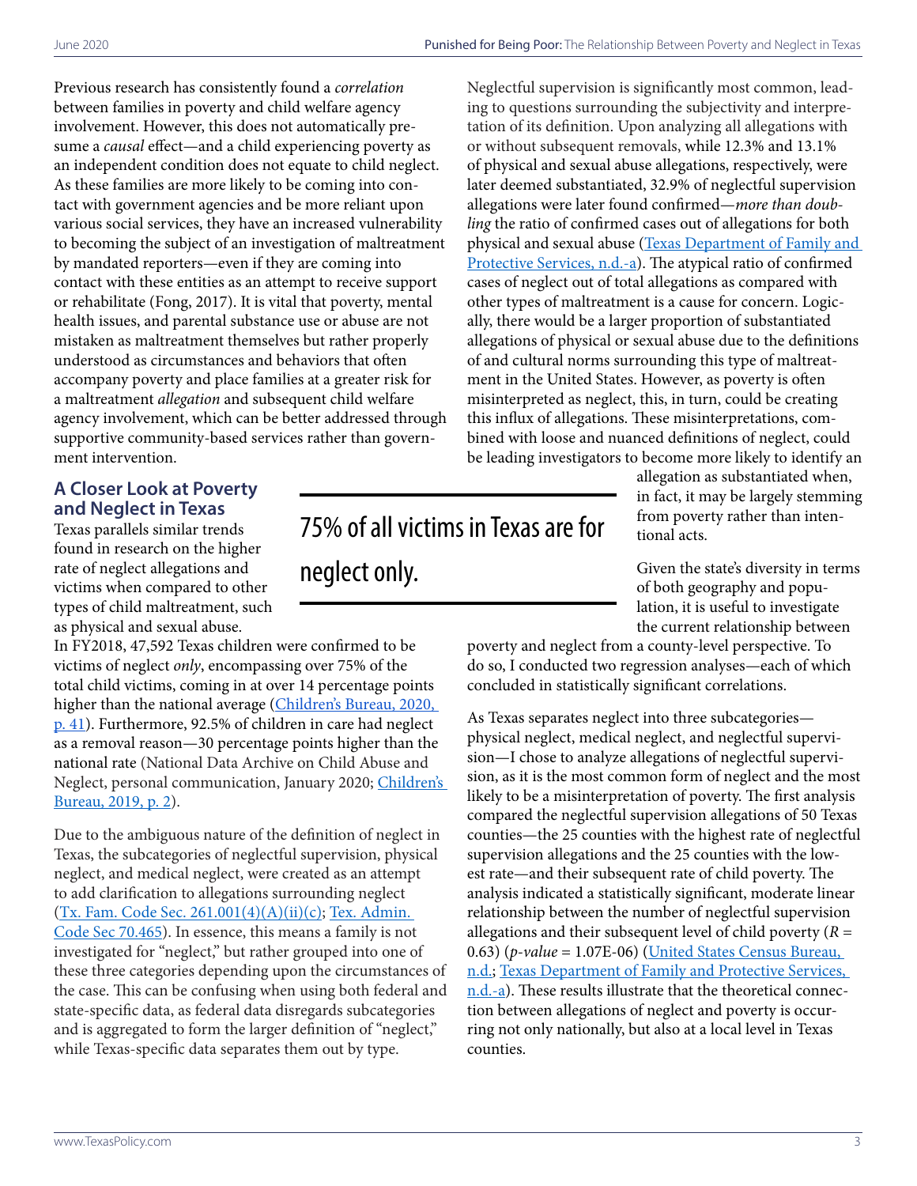Previous research has consistently found a *correlation* between families in poverty and child welfare agency involvement. However, this does not automatically presume a *causal* effect—and a child experiencing poverty as an independent condition does not equate to child neglect. As these families are more likely to be coming into contact with government agencies and be more reliant upon various social services, they have an increased vulnerability to becoming the subject of an investigation of maltreatment by mandated reporters—even if they are coming into contact with these entities as an attempt to receive support or rehabilitate (Fong, 2017). It is vital that poverty, mental health issues, and parental substance use or abuse are not mistaken as maltreatment themselves but rather properly understood as circumstances and behaviors that often accompany poverty and place families at a greater risk for a maltreatment *allegation* and subsequent child welfare agency involvement, which can be better addressed through supportive community-based services rather than government intervention.

## A Closer Look at Poverty and Neglect in Texas

Texas parallels similar trends found in research on the higher rate of neglect allegations and victims when compared to other types of child maltreatment, such as physical and sexual abuse. In FY2018, 47,592 Texas children were confirmed to be victims of neglect *only*, encompassing over 75% of the total child victims, coming in at over 14 percentage points higher than the national average (Children's Bureau, 2020, p. 41). Furthermore, 92.5% of children in care had neglect as a removal reason—30 percentage points higher than the national rate (National Data Archive on Child Abuse and Neglect, personal communication, January 2020; Children's Bureau, 2019, p. 2).

> 75% of all victims in Texas are for neglect only.

Due to the ambiguous nature of the definition of neglect in Texas, the subcategories of neglectful supervision, physical neglect, and medical neglect, were created as an attempt to add clarification to allegations surrounding neglect (Tx. Fam. Code Sec. 261.001(4)(A)(ii)(c); Tex. Admin. Code Sec 70.465). In essence, this means a family is not investigated for "neglect," but rather grouped into one of these three categories depending upon the circumstances of the case. This can be confusing when using both federal and state-specific data, as federal data disregards subcategories and is aggregated to form the larger definition of "neglect," while Texas-specific data separates them out by type.

Neglectful supervision is significantly most common, leading to questions surrounding the subjectivity and interpretation of its definition. Upon analyzing all allegations with or without subsequent removals, while 12.3% and 13.1% of physical and sexual abuse allegations, respectively, were later deemed substantiated, 32.9% of neglectful supervision allegations were later found confirmed—*more than doubling* the ratio of confirmed cases out of allegations for both physical and sexual abuse (Texas Department of Family and Protective Services, n.d.-a). The atypical ratio of confirmed cases of neglect out of total allegations as compared with other types of maltreatment is a cause for concern. Logically, there would be a larger proportion of substantiated allegations of physical or sexual abuse due to the definitions of and cultural norms surrounding this type of maltreatment in the United States. However, as poverty is often misinterpreted as neglect, this, in turn, could be creating this influx of allegations. These misinterpretations, combined with loose and nuanced definitions of neglect, could be leading investigators to become more likely to identify an allegation as substantiated when, in fact, it may be largely stemming from poverty rather than intentional acts.

Given the state's diversity in terms of both geography and population, it is useful to investigate the current relationship between poverty and neglect from a county-level perspective. To do so, I conducted two regression analyses—each of which concluded in statistically significant correlations.

As Texas separates neglect into three subcategories—physical neglect, medical neglect, and neglectful supervision—I chose to analyze allegations of neglectful supervision, as it is the most common form of neglect and the most likely to be a misinterpretation of poverty. The first analysis compared the neglectful supervision allegations of 50 Texas counties—the 25 counties with the highest rate of neglectful supervision allegations and the 25 counties with the lowest rate—and their subsequent rate of child poverty. The analysis indicated a statistically significant, moderate linear relationship between the number of neglectful supervision allegations and their subsequent level of child poverty ($R$ = 0.63) (*p-value* = 1.07E-06) (United States Census Bureau, n.d.; Texas Department of Family and Protective Services, n.d.-a). These results illustrate that the theoretical connection between allegations of neglect and poverty is occurring not only nationally, but also at a local level in Texas counties.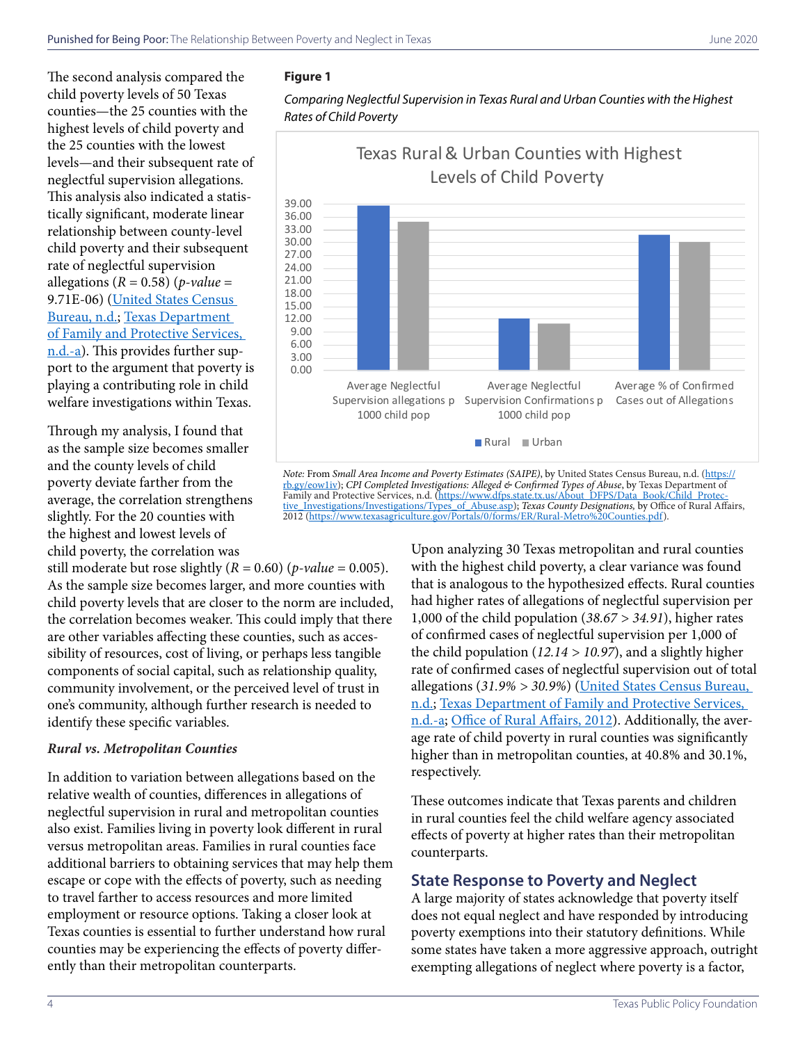The second analysis compared the child poverty levels of 50 Texas counties—the 25 counties with the highest levels of child poverty and the 25 counties with the lowest levels—and their subsequent rate of neglectful supervision allegations. This analysis also indicated a statistically significant, moderate linear relationship between county-level child poverty and their subsequent rate of neglectful supervision allegations ($R$ = 0.58) ($p$-$value$ = 9.71E-06) (United States Census Bureau, n.d.; Texas Department of Family and Protective Services, n.d.-a). This provides further support to the argument that poverty is playing a contributing role in child welfare investigations within Texas.

Through my analysis, I found that as the sample size becomes smaller and the county levels of child poverty deviate farther from the average, the correlation strengthens slightly. For the 20 counties with the highest and lowest levels of child poverty, the correlation was still moderate but rose slightly ($R$ = 0.60) ($p$-$value$ = 0.005). As the sample size becomes larger, and more counties with child poverty levels that are closer to the norm are included, the correlation becomes weaker. This could imply that there are other variables affecting these counties, such as accessibility of resources, cost of living, or perhaps less tangible components of social capital, such as relationship quality, community involvement, or the perceived level of trust in one's community, although further research is needed to identify these specific variables.

### *Rural vs. Metropolitan Counties*

In addition to variation between allegations based on the relative wealth of counties, differences in allegations of neglectful supervision in rural and metropolitan counties also exist. Families living in poverty look different in rural versus metropolitan areas. Families in rural counties face additional barriers to obtaining services that may help them escape or cope with the effects of poverty, such as needing to travel farther to access resources and more limited employment or resource options. Taking a closer look at Texas counties is essential to further understand how rural counties may be experiencing the effects of poverty differently than their metropolitan counterparts.

**Figure 1**

*Comparing Neglectful Supervision in Texas Rural and Urban Counties with the Highest Rates of Child Poverty*

Texas Rural & Urban Counties with Highest Levels of Child Poverty

| | Rural | Urban |
|---|---|---|
| Average Neglectful Supervision allegations p 1000 child pop | 38.67 | 34.91 |
| Average Neglectful Supervision Confirmations p 1000 child pop | 12.14 | 10.97 |
| Average % of Confirmed Cases out of Allegations | 31.9 | 30.9 |

*Note:* From *Small Area Income and Poverty Estimates (SAIPE)*, by United States Census Bureau, n.d. (https://rb.gy/eow1iv); *CPI Completed Investigations: Alleged & Confirmed Types of Abuse*, by Texas Department of Family and Protective Services, n.d. (https://www.dfps.state.tx.us/About_DFPS/Data_Book/Child_Protective_Investigations/Investigations/Types_of_Abuse.asp); *Texas County Designations*, by Office of Rural Affairs, 2012 (https://www.texasagriculture.gov/Portals/0/forms/ER/Rural-Metro%20Counties.pdf).

Upon analyzing 30 Texas metropolitan and rural counties with the highest child poverty, a clear variance was found that is analogous to the hypothesized effects. Rural counties had higher rates of allegations of neglectful supervision per 1,000 of the child population (*38.67 > 34.91*), higher rates of confirmed cases of neglectful supervision per 1,000 of the child population (*12.14 > 10.97*), and a slightly higher rate of confirmed cases of neglectful supervision out of total allegations (*31.9% > 30.9%*) (United States Census Bureau, n.d.; Texas Department of Family and Protective Services, n.d.-a; Office of Rural Affairs, 2012). Additionally, the average rate of child poverty in rural counties was significantly higher than in metropolitan counties, at 40.8% and 30.1%, respectively.

These outcomes indicate that Texas parents and children in rural counties feel the child welfare agency associated effects of poverty at higher rates than their metropolitan counterparts.

## State Response to Poverty and Neglect

A large majority of states acknowledge that poverty itself does not equal neglect and have responded by introducing poverty exemptions into their statutory definitions. While some states have taken a more aggressive approach, outright exempting allegations of neglect where poverty is a factor,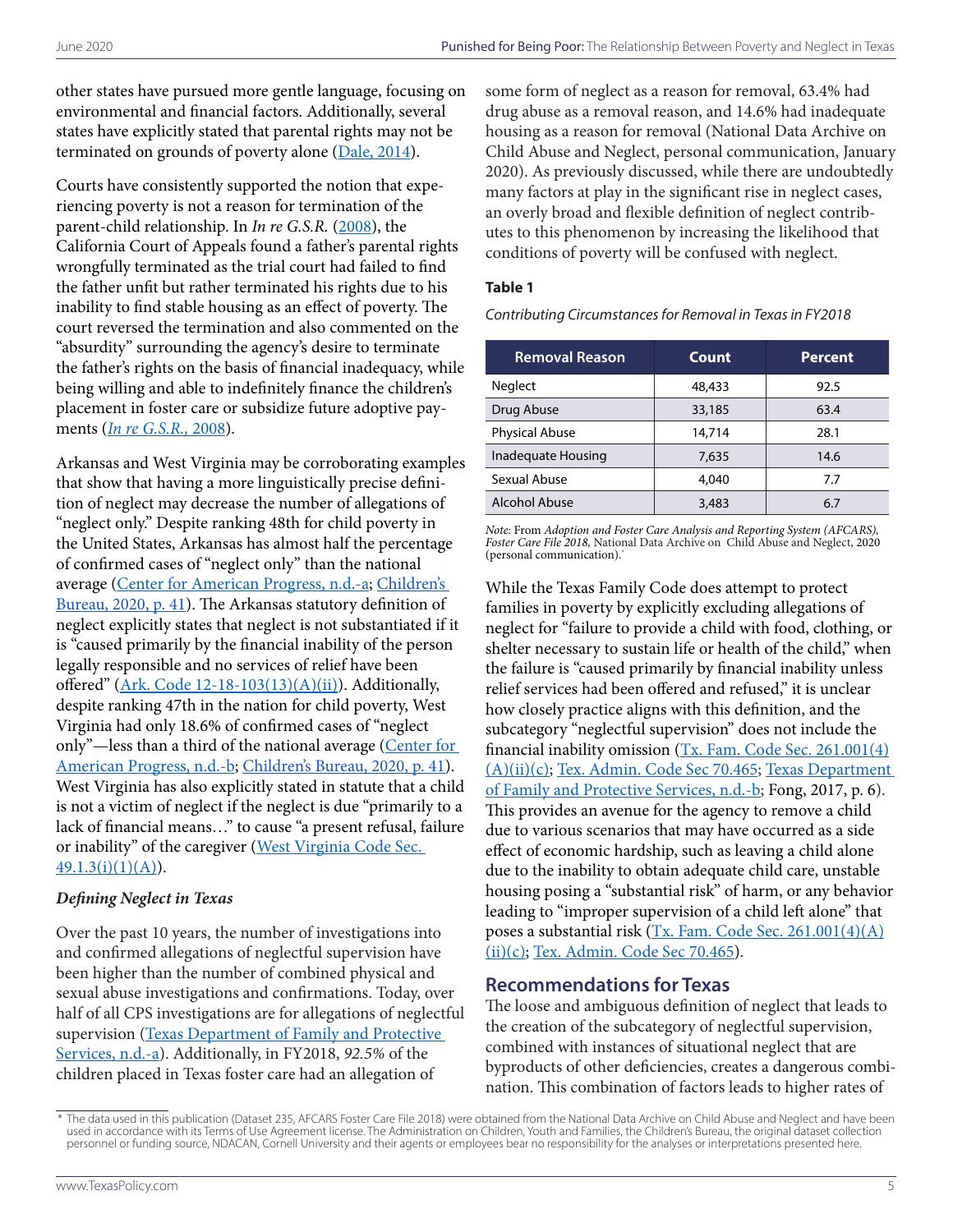other states have pursued more gentle language, focusing on environmental and financial factors. Additionally, several states have explicitly stated that parental rights may not be terminated on grounds of poverty alone (Dale, 2014).

Courts have consistently supported the notion that experiencing poverty is not a reason for termination of the parent-child relationship. In *In re G.S.R.* (2008), the California Court of Appeals found a father's parental rights wrongfully terminated as the trial court had failed to find the father unfit but rather terminated his rights due to his inability to find stable housing as an effect of poverty. The court reversed the termination and also commented on the "absurdity" surrounding the agency's desire to terminate the father's rights on the basis of financial inadequacy, while being willing and able to indefinitely finance the children's placement in foster care or subsidize future adoptive payments (*In re G.S.R.,* 2008).

Arkansas and West Virginia may be corroborating examples that show that having a more linguistically precise definition of neglect may decrease the number of allegations of "neglect only." Despite ranking 48th for child poverty in the United States, Arkansas has almost half the percentage of confirmed cases of "neglect only" than the national average (Center for American Progress, n.d.-a; Children's Bureau, 2020, p. 41). The Arkansas statutory definition of neglect explicitly states that neglect is not substantiated if it is "caused primarily by the financial inability of the person legally responsible and no services of relief have been offered" (Ark. Code 12-18-103(13)(A)(ii)). Additionally, despite ranking 47th in the nation for child poverty, West Virginia had only 18.6% of confirmed cases of "neglect only"—less than a third of the national average (Center for American Progress, n.d.-b; Children's Bureau, 2020, p. 41). West Virginia has also explicitly stated in statute that a child is not a victim of neglect if the neglect is due "primarily to a lack of financial means…" to cause "a present refusal, failure or inability" of the caregiver (West Virginia Code Sec. 49.1.3(i)(1)(A)).

### *Defining Neglect in Texas*

Over the past 10 years, the number of investigations into and confirmed allegations of neglectful supervision have been higher than the number of combined physical and sexual abuse investigations and confirmations. Today, over half of all CPS investigations are for allegations of neglectful supervision (Texas Department of Family and Protective Services, n.d.-a). Additionally, in FY2018, *92.5%* of the children placed in Texas foster care had an allegation of some form of neglect as a reason for removal, 63.4% had drug abuse as a removal reason, and 14.6% had inadequate housing as a reason for removal (National Data Archive on Child Abuse and Neglect, personal communication, January 2020). As previously discussed, while there are undoubtedly many factors at play in the significant rise in neglect cases, an overly broad and flexible definition of neglect contributes to this phenomenon by increasing the likelihood that conditions of poverty will be confused with neglect.

**Table 1**

*Contributing Circumstances for Removal in Texas in FY2018*

| Removal Reason | Count | Percent |
|---|---|---|
| Neglect | 48,433 | 92.5 |
| Drug Abuse | 33,185 | 63.4 |
| Physical Abuse | 14,714 | 28.1 |
| Inadequate Housing | 7,635 | 14.6 |
| Sexual Abuse | 4,040 | 7.7 |
| Alcohol Abuse | 3,483 | 6.7 |

*Note:* From *Adoption and Foster Care Analysis and Reporting System (AFCARS), Foster Care File 2018,* National Data Archive on Child Abuse and Neglect, 2020 (personal communication).*

While the Texas Family Code does attempt to protect families in poverty by explicitly excluding allegations of neglect for "failure to provide a child with food, clothing, or shelter necessary to sustain life or health of the child," when the failure is "caused primarily by financial inability unless relief services had been offered and refused," it is unclear how closely practice aligns with this definition, and the subcategory "neglectful supervision" does not include the financial inability omission (Tx. Fam. Code Sec. 261.001(4)(A)(ii)(c); Tex. Admin. Code Sec 70.465; Texas Department of Family and Protective Services, n.d.-b; Fong, 2017, p. 6). This provides an avenue for the agency to remove a child due to various scenarios that may have occurred as a side effect of economic hardship, such as leaving a child alone due to the inability to obtain adequate child care, unstable housing posing a "substantial risk" of harm, or any behavior leading to "improper supervision of a child left alone" that poses a substantial risk (Tx. Fam. Code Sec. 261.001(4)(A)(ii)(c); Tex. Admin. Code Sec 70.465).

## Recommendations for Texas

The loose and ambiguous definition of neglect that leads to the creation of the subcategory of neglectful supervision, combined with instances of situational neglect that are byproducts of other deficiencies, creates a dangerous combination. This combination of factors leads to higher rates of

* The data used in this publication (Dataset 235, AFCARS Foster Care File 2018) were obtained from the National Data Archive on Child Abuse and Neglect and have been used in accordance with its Terms of Use Agreement license. The Administration on Children, Youth and Families, the Children's Bureau, the original dataset collection personnel or funding source, NDACAN, Cornell University and their agents or employees bear no responsibility for the analyses or interpretations presented here.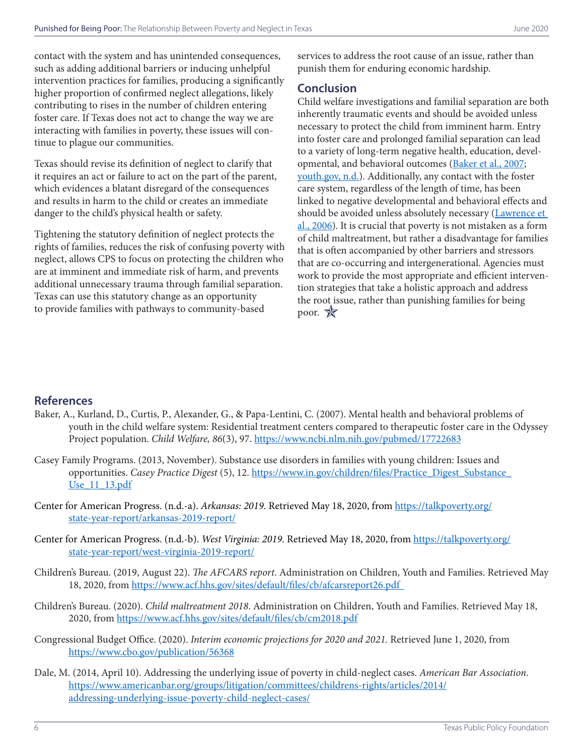contact with the system and has unintended consequences, such as adding additional barriers or inducing unhelpful intervention practices for families, producing a significantly higher proportion of confirmed neglect allegations, likely contributing to rises in the number of children entering foster care. If Texas does not act to change the way we are interacting with families in poverty, these issues will continue to plague our communities.

Texas should revise its definition of neglect to clarify that it requires an act or failure to act on the part of the parent, which evidences a blatant disregard of the consequences and results in harm to the child or creates an immediate danger to the child's physical health or safety.

Tightening the statutory definition of neglect protects the rights of families, reduces the risk of confusing poverty with neglect, allows CPS to focus on protecting the children who are at imminent and immediate risk of harm, and prevents additional unnecessary trauma through familial separation. Texas can use this statutory change as an opportunity to provide families with pathways to community-based services to address the root cause of an issue, rather than punish them for enduring economic hardship.

## Conclusion

Child welfare investigations and familial separation are both inherently traumatic events and should be avoided unless necessary to protect the child from imminent harm. Entry into foster care and prolonged familial separation can lead to a variety of long-term negative health, education, developmental, and behavioral outcomes (Baker et al., 2007; youth.gov, n.d.). Additionally, any contact with the foster care system, regardless of the length of time, has been linked to negative developmental and behavioral effects and should be avoided unless absolutely necessary (Lawrence et al., 2006). It is crucial that poverty is not mistaken as a form of child maltreatment, but rather a disadvantage for families that is often accompanied by other barriers and stressors that are co-occurring and intergenerational. Agencies must work to provide the most appropriate and efficient intervention strategies that take a holistic approach and address the root issue, rather than punishing families for being poor.

## References

Baker, A., Kurland, D., Curtis, P., Alexander, G., & Papa-Lentini, C. (2007). Mental health and behavioral problems of youth in the child welfare system: Residential treatment centers compared to therapeutic foster care in the Odyssey Project population. *Child Welfare, 86*(3), 97. https://www.ncbi.nlm.nih.gov/pubmed/17722683

Casey Family Programs. (2013, November). Substance use disorders in families with young children: Issues and opportunities. *Casey Practice Digest* (5), 12. https://www.in.gov/children/files/Practice_Digest_Substance_Use_11_13.pdf

Center for American Progress. (n.d.-a). *Arkansas: 2019*. Retrieved May 18, 2020, from https://talkpoverty.org/state-year-report/arkansas-2019-report/

Center for American Progress. (n.d.-b). *West Virginia: 2019.* Retrieved May 18, 2020, from https://talkpoverty.org/state-year-report/west-virginia-2019-report/

Children's Bureau. (2019, August 22). *The AFCARS report*. Administration on Children, Youth and Families. Retrieved May 18, 2020, from https://www.acf.hhs.gov/sites/default/files/cb/afcarsreport26.pdf

Children's Bureau. (2020). *Child maltreatment 2018*. Administration on Children, Youth and Families. Retrieved May 18, 2020, from https://www.acf.hhs.gov/sites/default/files/cb/cm2018.pdf

Congressional Budget Office. (2020). *Interim economic projections for 2020 and 2021.* Retrieved June 1, 2020, from https://www.cbo.gov/publication/56368

Dale, M. (2014, April 10). Addressing the underlying issue of poverty in child-neglect cases. *American Bar Association*. https://www.americanbar.org/groups/litigation/committees/childrens-rights/articles/2014/addressing-underlying-issue-poverty-child-neglect-cases/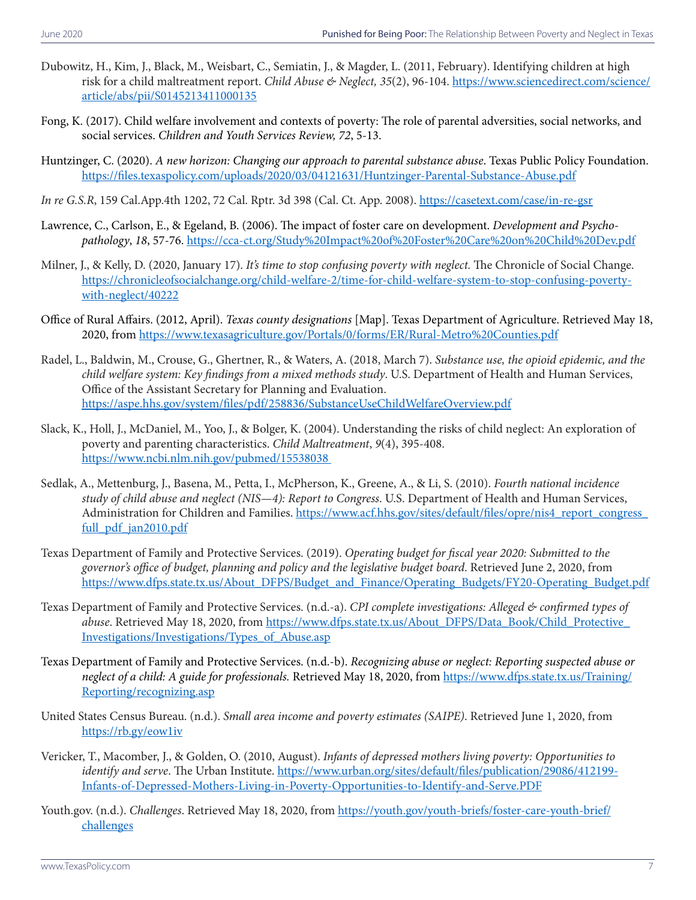Dubowitz, H., Kim, J., Black, M., Weisbart, C., Semiatin, J., & Magder, L. (2011, February). Identifying children at high risk for a child maltreatment report. *Child Abuse & Neglect, 35*(2), 96-104. https://www.sciencedirect.com/science/article/abs/pii/S0145213411000135

Fong, K. (2017). Child welfare involvement and contexts of poverty: The role of parental adversities, social networks, and social services. *Children and Youth Services Review, 72*, 5-13.

Huntzinger, C. (2020). *A new horizon: Changing our approach to parental substance abuse*. Texas Public Policy Foundation. https://files.texaspolicy.com/uploads/2020/03/04121631/Huntzinger-Parental-Substance-Abuse.pdf

*In re G.S.R*, 159 Cal.App.4th 1202, 72 Cal. Rptr. 3d 398 (Cal. Ct. App. 2008). https://casetext.com/case/in-re-gsr

Lawrence, C., Carlson, E., & Egeland, B. (2006). The impact of foster care on development. *Development and Psychopathology*, *18*, 57-76. https://cca-ct.org/Study%20Impact%20of%20Foster%20Care%20on%20Child%20Dev.pdf

Milner, J., & Kelly, D. (2020, January 17). *It's time to stop confusing poverty with neglect.* The Chronicle of Social Change. https://chronicleofsocialchange.org/child-welfare-2/time-for-child-welfare-system-to-stop-confusing-poverty-with-neglect/40222

Office of Rural Affairs. (2012, April). *Texas county designations* [Map]. Texas Department of Agriculture. Retrieved May 18, 2020, from https://www.texasagriculture.gov/Portals/0/forms/ER/Rural-Metro%20Counties.pdf

Radel, L., Baldwin, M., Crouse, G., Ghertner, R., & Waters, A. (2018, March 7). *Substance use, the opioid epidemic, and the child welfare system: Key findings from a mixed methods study*. U.S. Department of Health and Human Services, Office of the Assistant Secretary for Planning and Evaluation. https://aspe.hhs.gov/system/files/pdf/258836/SubstanceUseChildWelfareOverview.pdf

Slack, K., Holl, J., McDaniel, M., Yoo, J., & Bolger, K. (2004). Understanding the risks of child neglect: An exploration of poverty and parenting characteristics. *Child Maltreatment*, *9*(4), 395-408. https://www.ncbi.nlm.nih.gov/pubmed/15538038

Sedlak, A., Mettenburg, J., Basena, M., Petta, I., McPherson, K., Greene, A., & Li, S. (2010). *Fourth national incidence study of child abuse and neglect (NIS—4): Report to Congress*. U.S. Department of Health and Human Services, Administration for Children and Families. https://www.acf.hhs.gov/sites/default/files/opre/nis4_report_congress_full_pdf_jan2010.pdf

Texas Department of Family and Protective Services. (2019). *Operating budget for fiscal year 2020: Submitted to the governor's office of budget, planning and policy and the legislative budget board.* Retrieved June 2, 2020, from https://www.dfps.state.tx.us/About_DFPS/Budget_and_Finance/Operating_Budgets/FY20-Operating_Budget.pdf

Texas Department of Family and Protective Services. (n.d.-a). *CPI complete investigations: Alleged & confirmed types of abuse*. Retrieved May 18, 2020, from https://www.dfps.state.tx.us/About_DFPS/Data_Book/Child_Protective_Investigations/Investigations/Types_of_Abuse.asp

Texas Department of Family and Protective Services. (n.d.-b). *Recognizing abuse or neglect: Reporting suspected abuse or neglect of a child: A guide for professionals.* Retrieved May 18, 2020, from https://www.dfps.state.tx.us/Training/Reporting/recognizing.asp

United States Census Bureau. (n.d.). *Small area income and poverty estimates (SAIPE)*. Retrieved June 1, 2020, from https://rb.gy/eow1iv

Vericker, T., Macomber, J., & Golden, O. (2010, August). *Infants of depressed mothers living poverty: Opportunities to identify and serve*. The Urban Institute. https://www.urban.org/sites/default/files/publication/29086/412199-Infants-of-Depressed-Mothers-Living-in-Poverty-Opportunities-to-Identify-and-Serve.PDF

Youth.gov. (n.d.). *Challenges*. Retrieved May 18, 2020, from https://youth.gov/youth-briefs/foster-care-youth-brief/challenges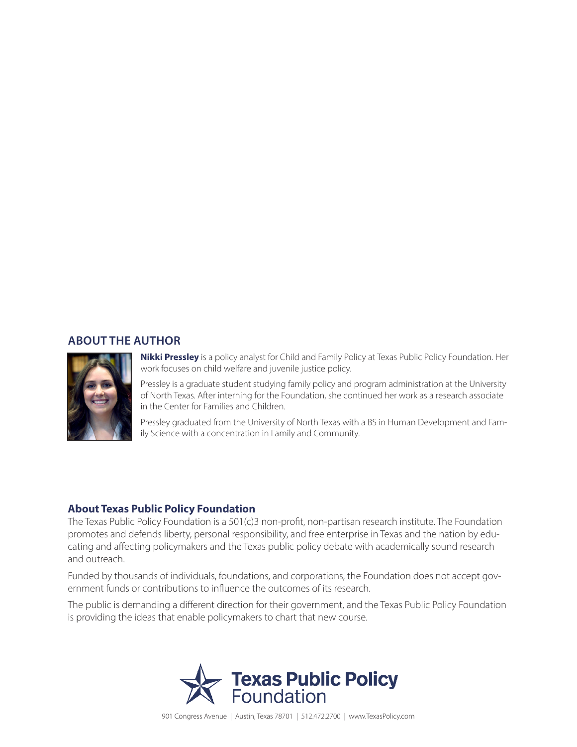## ABOUT THE AUTHOR

**Nikki Pressley** is a policy analyst for Child and Family Policy at Texas Public Policy Foundation. Her work focuses on child welfare and juvenile justice policy.

Pressley is a graduate student studying family policy and program administration at the University of North Texas. After interning for the Foundation, she continued her work as a research associate in the Center for Families and Children.

Pressley graduated from the University of North Texas with a BS in Human Development and Family Science with a concentration in Family and Community.

### About Texas Public Policy Foundation

The Texas Public Policy Foundation is a 501(c)3 non-profit, non-partisan research institute. The Foundation promotes and defends liberty, personal responsibility, and free enterprise in Texas and the nation by educating and affecting policymakers and the Texas public policy debate with academically sound research and outreach.

Funded by thousands of individuals, foundations, and corporations, the Foundation does not accept government funds or contributions to influence the outcomes of its research.

The public is demanding a different direction for their government, and the Texas Public Policy Foundation is providing the ideas that enable policymakers to chart that new course.

Texas Public Policy Foundation

901 Congress Avenue | Austin, Texas 78701 | 512.472.2700 | www.TexasPolicy.com